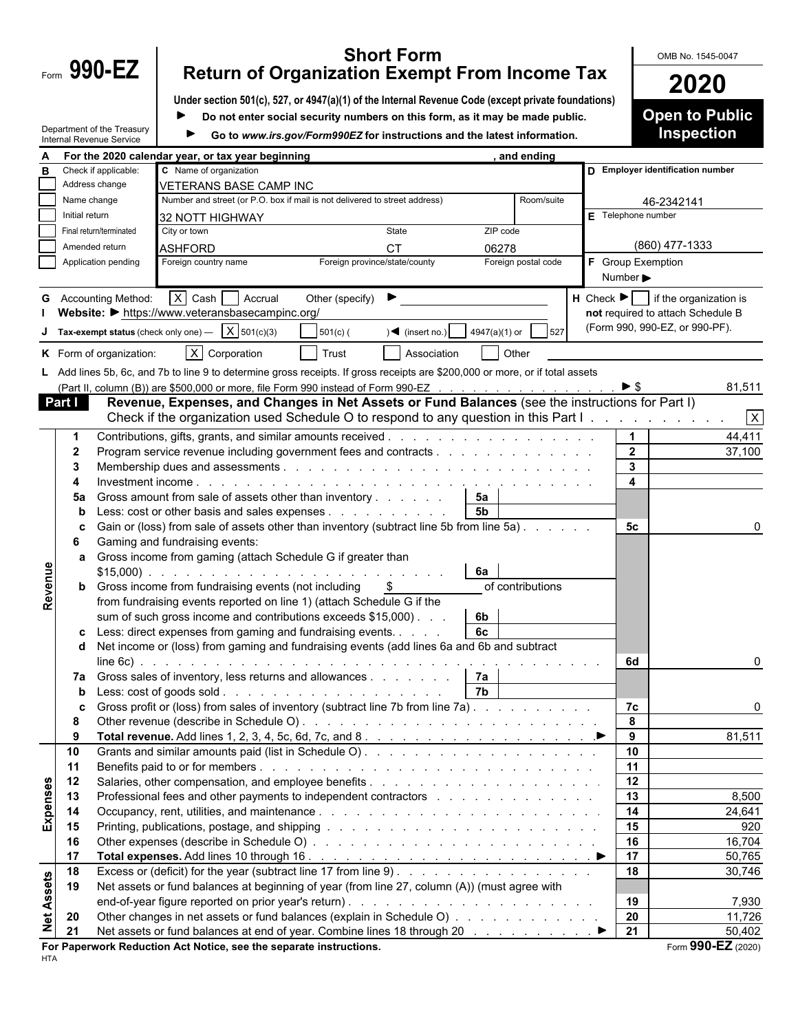Form **990-EZ**

Department of the Treasury
Internal Revenue Service

# Short Form
# Return of Organization Exempt From Income Tax

**Under section 501(c), 527, or 4947(a)(1) of the Internal Revenue Code (except private foundations)**

▶ **Do not enter social security numbers on this form, as it may be made public.**

▶ **Go to *www.irs.gov/Form990EZ* for instructions and the latest information.**

OMB No. 1545-0047

**2020**

**Open to Public Inspection**

**A** For the 2020 calendar year, or tax year beginning , and ending

**B** Check if applicable:
- [ ] Address change
- [ ] Name change
- [ ] Initial return
- [ ] Final return/terminated
- [ ] Amended return
- [ ] Application pending

**C** Name of organization: VETERANS BASE CAMP INC

Number and street (or P.O. box if mail is not delivered to street address): 32 NOTT HIGHWAY Room/suite:

City or town: ASHFORD State: CT ZIP code: 06278

Foreign country name | Foreign province/state/county | Foreign postal code

**D** Employer identification number: 46-2342141

**E** Telephone number: (860) 477-1333

**F** Group Exemption Number ▶

**G** Accounting Method: [X] Cash [ ] Accrual Other (specify) ▶

**H** Check ▶ [ ] if the organization is **not** required to attach Schedule B (Form 990, 990-EZ, or 990-PF).

**I** Website: ▶ https://www.veteransbasecampinc.org/

**J** Tax-exempt status (check only one) — [X] 501(c)(3) [ ] 501(c) ( ) ◀ (insert no.) [ ] 4947(a)(1) or [ ] 527

**K** Form of organization: [X] Corporation [ ] Trust [ ] Association [ ] Other

**L** Add lines 5b, 6c, and 7b to line 9 to determine gross receipts. If gross receipts are $200,000 or more, or if total assets (Part II, column (B)) are $500,000 or more, file Form 990 instead of Form 990-EZ ▶ $ 81,511

## Part I Revenue, Expenses, and Changes in Net Assets or Fund Balances (see the instructions for Part I)

Check if the organization used Schedule O to respond to any question in this Part I [X]

| Section | Line | Description | Sub-line | Sub-amount | Line | Amount |
|---|---|---|---|---|---|---|
| Revenue | 1 | Contributions, gifts, grants, and similar amounts received | | | 1 | 44,411 |
| | 2 | Program service revenue including government fees and contracts | | | 2 | 37,100 |
| | 3 | Membership dues and assessments | | | 3 | |
| | 4 | Investment income | | | 4 | |
| | 5a | Gross amount from sale of assets other than inventory | 5a | | | |
| | b | Less: cost or other basis and sales expenses | 5b | | | |
| | c | Gain or (loss) from sale of assets other than inventory (subtract line 5b from line 5a) | | | 5c | 0 |
| | 6 | Gaming and fundraising events: | | | | |
| | a | Gross income from gaming (attach Schedule G if greater than $15,000) | 6a | | | |
| | b | Gross income from fundraising events (not including $ of contributions from fundraising events reported on line 1) (attach Schedule G if the sum of such gross income and contributions exceeds $15,000) | 6b | | | |
| | c | Less: direct expenses from gaming and fundraising events | 6c | | | |
| | d | Net income or (loss) from gaming and fundraising events (add lines 6a and 6b and subtract line 6c) | | | 6d | 0 |
| | 7a | Gross sales of inventory, less returns and allowances | 7a | | | |
| | b | Less: cost of goods sold | 7b | | | |
| | c | Gross profit or (loss) from sales of inventory (subtract line 7b from line 7a) | | | 7c | 0 |
| | 8 | Other revenue (describe in Schedule O) | | | 8 | |
| | 9 | **Total revenue.** Add lines 1, 2, 3, 4, 5c, 6d, 7c, and 8 ▶ | | | 9 | 81,511 |
| Expenses | 10 | Grants and similar amounts paid (list in Schedule O) | | | 10 | |
| | 11 | Benefits paid to or for members | | | 11 | |
| | 12 | Salaries, other compensation, and employee benefits | | | 12 | |
| | 13 | Professional fees and other payments to independent contractors | | | 13 | 8,500 |
| | 14 | Occupancy, rent, utilities, and maintenance | | | 14 | 24,641 |
| | 15 | Printing, publications, postage, and shipping | | | 15 | 920 |
| | 16 | Other expenses (describe in Schedule O) | | | 16 | 16,704 |
| | 17 | **Total expenses.** Add lines 10 through 16 ▶ | | | 17 | 50,765 |
| Net Assets | 18 | Excess or (deficit) for the year (subtract line 17 from line 9) | | | 18 | 30,746 |
| | 19 | Net assets or fund balances at beginning of year (from line 27, column (A)) (must agree with end-of-year figure reported on prior year's return) | | | 19 | 7,930 |
| | 20 | Other changes in net assets or fund balances (explain in Schedule O) | | | 20 | 11,726 |
| | 21 | Net assets or fund balances at end of year. Combine lines 18 through 20 ▶ | | | 21 | 50,402 |

**For Paperwork Reduction Act Notice, see the separate instructions.**

HTA

Form **990-EZ** (2020)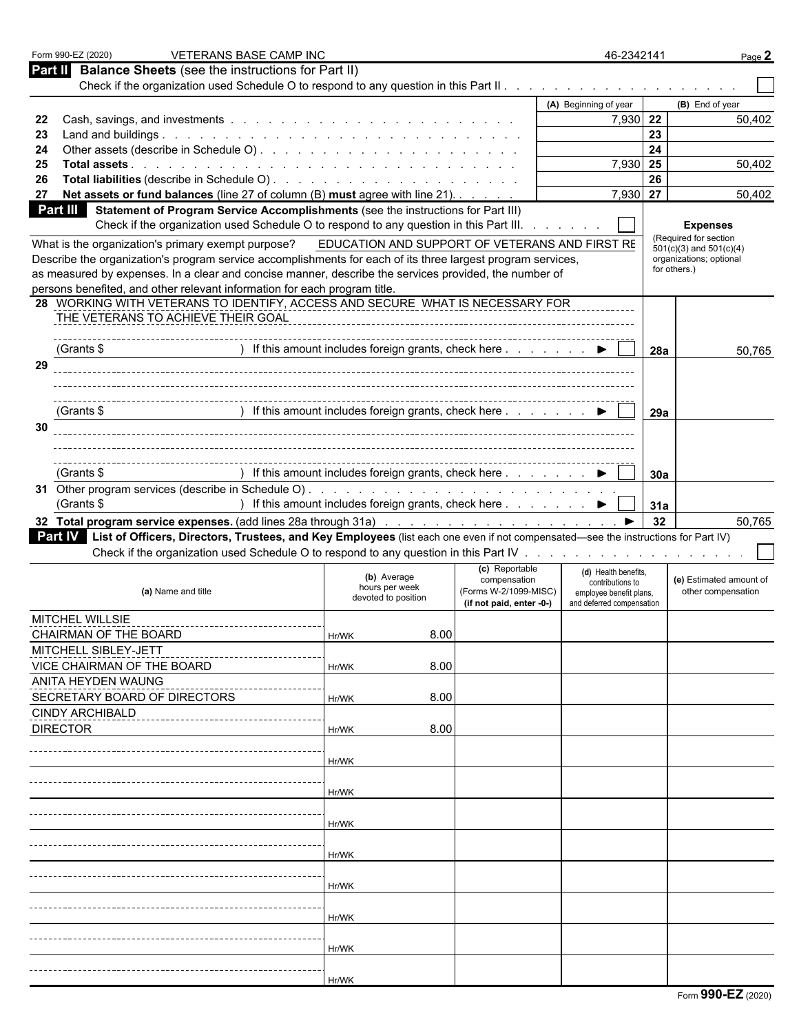Form 990-EZ (2020) VETERANS BASE CAMP INC 46-2342141

## Part II Balance Sheets (see the instructions for Part II)

Check if the organization used Schedule O to respond to any question in this Part II . . . . . . . . . . ☐

| | | (A) Beginning of year | | (B) End of year |
|---|---|---|---|---|
| 22 | Cash, savings, and investments | 7,930 | 22 | 50,402 |
| 23 | Land and buildings | | 23 | |
| 24 | Other assets (describe in Schedule O) | | 24 | |
| 25 | **Total assets** | 7,930 | 25 | 50,402 |
| 26 | **Total liabilities** (describe in Schedule O) | | 26 | |
| 27 | **Net assets or fund balances** (line 27 of column (B) **must** agree with line 21) | 7,930 | 27 | 50,402 |

## Part III Statement of Program Service Accomplishments (see the instructions for Part III)

Check if the organization used Schedule O to respond to any question in this Part III. . . . . . ☐

What is the organization's primary exempt purpose? EDUCATION AND SUPPORT OF VETERANS AND FIRST RE

Describe the organization's program service accomplishments for each of its three largest program services, as measured by expenses. In a clear and concise manner, describe the services provided, the number of persons benefited, and other relevant information for each program title.

**Expenses** (Required for section 501(c)(3) and 501(c)(4) organizations; optional for others.)

| | Description | | Expenses |
|---|---|---|---|
| 28 | WORKING WITH VETERANS TO IDENTIFY, ACCESS AND SECURE WHAT IS NECESSARY FOR THE VETERANS TO ACHIEVE THEIR GOAL<br>(Grants $ ) If this amount includes foreign grants, check here . . . . ▶ ☐ | 28a | 50,765 |
| 29 | (Grants $ ) If this amount includes foreign grants, check here . . . . ▶ ☐ | 29a | |
| 30 | (Grants $ ) If this amount includes foreign grants, check here . . . . ▶ ☐ | 30a | |
| 31 | Other program services (describe in Schedule O)<br>(Grants $ ) If this amount includes foreign grants, check here . . . . ▶ ☐ | 31a | |
| 32 | **Total program service expenses.** (add lines 28a through 31a) ▶ | 32 | 50,765 |

## Part IV List of Officers, Directors, Trustees, and Key Employees (list each one even if not compensated—see the instructions for Part IV)

Check if the organization used Schedule O to respond to any question in this Part IV . . . . . . . . ☐

| (a) Name and title | (b) Average hours per week devoted to position | (c) Reportable compensation (Forms W-2/1099-MISC) (if not paid, enter -0-) | (d) Health benefits, contributions to employee benefit plans, and deferred compensation | (e) Estimated amount of other compensation |
|---|---|---|---|---|
| MITCHEL WILLSIE<br>CHAIRMAN OF THE BOARD | Hr/WK 8.00 | | | |
| MITCHELL SIBLEY-JETT<br>VICE CHAIRMAN OF THE BOARD | Hr/WK 8.00 | | | |
| ANITA HEYDEN WAUNG<br>SECRETARY BOARD OF DIRECTORS | Hr/WK 8.00 | | | |
| CINDY ARCHIBALD<br>DIRECTOR | Hr/WK 8.00 | | | |
| | Hr/WK | | | |
| | Hr/WK | | | |
| | Hr/WK | | | |
| | Hr/WK | | | |
| | Hr/WK | | | |
| | Hr/WK | | | |
| | Hr/WK | | | |
| | Hr/WK | | | |

Form **990-EZ** (2020)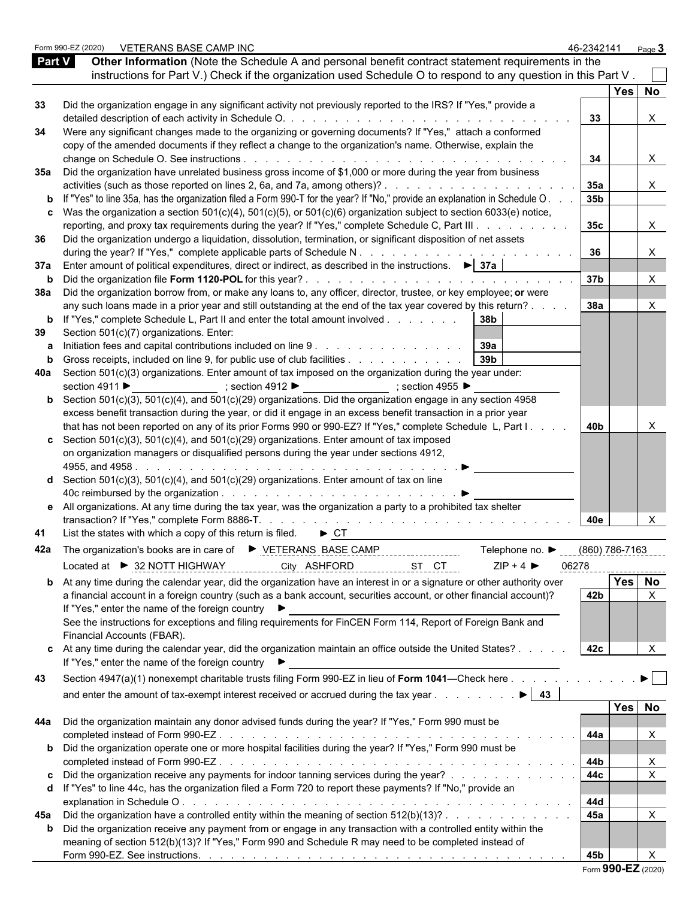Form 990-EZ (2020) VETERANS BASE CAMP INC 46-2342141 Page 3

## Part V Other Information (Note the Schedule A and personal benefit contract statement requirements in the instructions for Part V.) Check if the organization used Schedule O to respond to any question in this Part V . ☐

| | | | Yes | No |
|---|---|---|---|---|
| 33 | Did the organization engage in any significant activity not previously reported to the IRS? If "Yes," provide a detailed description of each activity in Schedule O. | 33 | | X |
| 34 | Were any significant changes made to the organizing or governing documents? If "Yes," attach a conformed copy of the amended documents if they reflect a change to the organization's name. Otherwise, explain the change on Schedule O. See instructions | 34 | | X |
| 35a | Did the organization have unrelated business gross income of $1,000 or more during the year from business activities (such as those reported on lines 2, 6a, and 7a, among others)? | 35a | | X |
| b | If "Yes" to line 35a, has the organization filed a Form 990-T for the year? If "No," provide an explanation in Schedule O | 35b | | |
| c | Was the organization a section 501(c)(4), 501(c)(5), or 501(c)(6) organization subject to section 6033(e) notice, reporting, and proxy tax requirements during the year? If "Yes," complete Schedule C, Part III | 35c | | X |
| 36 | Did the organization undergo a liquidation, dissolution, termination, or significant disposition of net assets during the year? If "Yes," complete applicable parts of Schedule N | 36 | | X |
| 37a | Enter amount of political expenditures, direct or indirect, as described in the instructions. ► 37a | | | |
| b | Did the organization file **Form 1120-POL** for this year? | 37b | | X |
| 38a | Did the organization borrow from, or make any loans to, any officer, director, trustee, or key employee; **or** were any such loans made in a prior year and still outstanding at the end of the tax year covered by this return? | 38a | | X |
| b | If "Yes," complete Schedule L, Part II and enter the total amount involved 38b | | | |
| 39 | Section 501(c)(7) organizations. Enter: | | | |
| a | Initiation fees and capital contributions included on line 9 39a | | | |
| b | Gross receipts, included on line 9, for public use of club facilities 39b | | | |
| 40a | Section 501(c)(3) organizations. Enter amount of tax imposed on the organization during the year under: section 4911 ► ; section 4912 ► ; section 4955 ► | | | |
| b | Section 501(c)(3), 501(c)(4), and 501(c)(29) organizations. Did the organization engage in any section 4958 excess benefit transaction during the year, or did it engage in an excess benefit transaction in a prior year that has not been reported on any of its prior Forms 990 or 990-EZ? If "Yes," complete Schedule L, Part I | 40b | | X |
| c | Section 501(c)(3), 501(c)(4), and 501(c)(29) organizations. Enter amount of tax imposed on organization managers or disqualified persons during the year under sections 4912, 4955, and 4958 ► | | | |
| d | Section 501(c)(3), 501(c)(4), and 501(c)(29) organizations. Enter amount of tax on line 40c reimbursed by the organization ► | | | |
| e | All organizations. At any time during the tax year, was the organization a party to a prohibited tax shelter transaction? If "Yes," complete Form 8886-T. | 40e | | X |

41 List the states with which a copy of this return is filed. ► CT

42a The organization's books are in care of ► VETERANS BASE CAMP Telephone no. ► (860) 786-7163

Located at ► 32 NOTT HIGHWAY City ASHFORD ST CT ZIP + 4 ► 06278

| | | | Yes | No |
|---|---|---|---|---|
| b | At any time during the calendar year, did the organization have an interest in or a signature or other authority over a financial account in a foreign country (such as a bank account, securities account, or other financial account)? If "Yes," enter the name of the foreign country ► See the instructions for exceptions and filing requirements for FinCEN Form 114, Report of Foreign Bank and Financial Accounts (FBAR). | 42b | | X |
| c | At any time during the calendar year, did the organization maintain an office outside the United States? If "Yes," enter the name of the foreign country ► | 42c | | X |

43 Section 4947(a)(1) nonexempt charitable trusts filing Form 990-EZ in lieu of **Form 1041—**Check here ► ☐ and enter the amount of tax-exempt interest received or accrued during the tax year ► 43

| | | | Yes | No |
|---|---|---|---|---|
| 44a | Did the organization maintain any donor advised funds during the year? If "Yes," Form 990 must be completed instead of Form 990-EZ | 44a | | X |
| b | Did the organization operate one or more hospital facilities during the year? If "Yes," Form 990 must be completed instead of Form 990-EZ | 44b | | X |
| c | Did the organization receive any payments for indoor tanning services during the year? | 44c | | X |
| d | If "Yes" to line 44c, has the organization filed a Form 720 to report these payments? If "No," provide an explanation in Schedule O | 44d | | |
| 45a | Did the organization have a controlled entity within the meaning of section 512(b)(13)? | 45a | | X |
| b | Did the organization receive any payment from or engage in any transaction with a controlled entity within the meaning of section 512(b)(13)? If "Yes," Form 990 and Schedule R may need to be completed instead of Form 990-EZ. See instructions. | 45b | | X |

Form **990-EZ** (2020)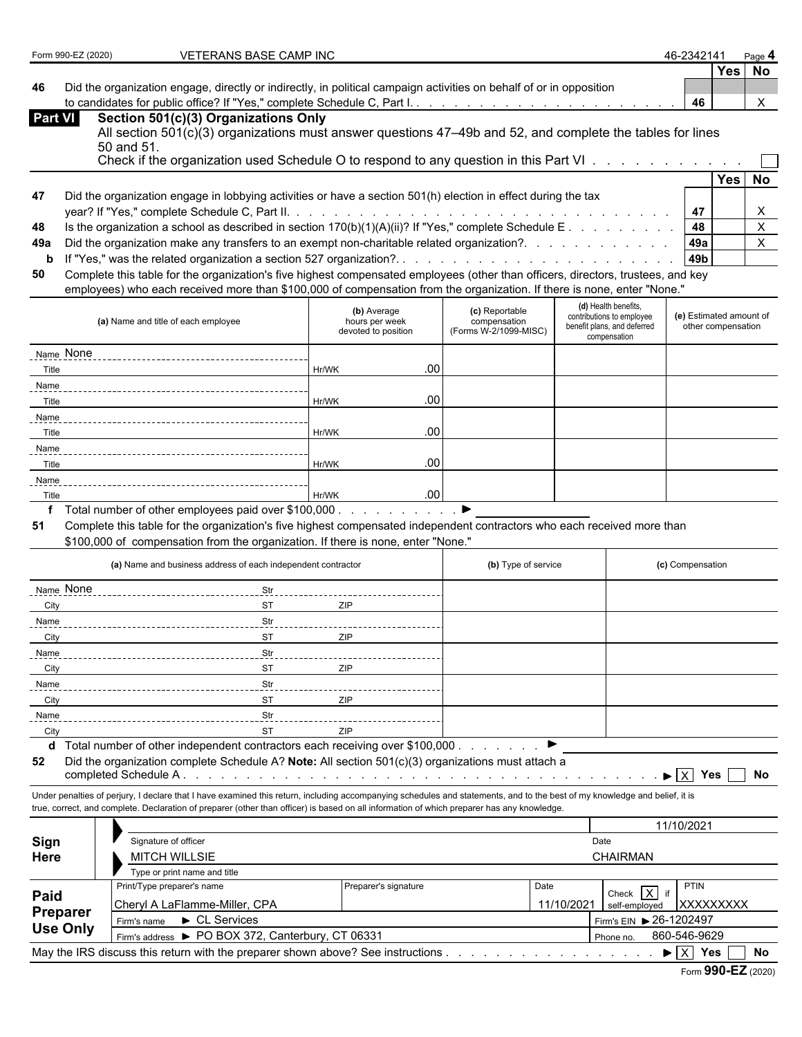Form 990-EZ (2020) VETERANS BASE CAMP INC 46-2342141

| | | | Yes | No |
|---|---|---|---|---|
| 46 | Did the organization engage, directly or indirectly, in political campaign activities on behalf of or in opposition to candidates for public office? If "Yes," complete Schedule C, Part I. | 46 | | X |

## Part VI Section 501(c)(3) Organizations Only

All section 501(c)(3) organizations must answer questions 47–49b and 52, and complete the tables for lines 50 and 51.

Check if the organization used Schedule O to respond to any question in this Part VI . . . . ☐

| | | | Yes | No |
|---|---|---|---|---|
| 47 | Did the organization engage in lobbying activities or have a section 501(h) election in effect during the tax year? If "Yes," complete Schedule C, Part II. | 47 | | X |
| 48 | Is the organization a school as described in section 170(b)(1)(A)(ii)? If "Yes," complete Schedule E | 48 | | X |
| 49a | Did the organization make any transfers to an exempt non-charitable related organization? | 49a | | X |
| b | If "Yes," was the related organization a section 527 organization? | 49b | | |

**50** Complete this table for the organization's five highest compensated employees (other than officers, directors, trustees, and key employees) who each received more than $100,000 of compensation from the organization. If there is none, enter "None."

| (a) Name and title of each employee | (b) Average hours per week devoted to position | (c) Reportable compensation (Forms W-2/1099-MISC) | (d) Health benefits, contributions to employee benefit plans, and deferred compensation | (e) Estimated amount of other compensation |
|---|---|---|---|---|
| Name None<br>Title | Hr/WK .00 | | | |
| Name<br>Title | Hr/WK .00 | | | |
| Name<br>Title | Hr/WK .00 | | | |
| Name<br>Title | Hr/WK .00 | | | |
| Name<br>Title | Hr/WK .00 | | | |

**f** Total number of other employees paid over $100,000 . . . ►

**51** Complete this table for the organization's five highest compensated independent contractors who each received more than $100,000 of compensation from the organization. If there is none, enter "None."

| (a) Name and business address of each independent contractor | (b) Type of service | (c) Compensation |
|---|---|---|
| Name None Str<br>City ST ZIP | | |
| Name Str<br>City ST ZIP | | |
| Name Str<br>City ST ZIP | | |
| Name Str<br>City ST ZIP | | |
| Name Str<br>City ST ZIP | | |

**d** Total number of other independent contractors each receiving over $100,000 . . . ►

**52** Did the organization complete Schedule A? **Note:** All section 501(c)(3) organizations must attach a completed Schedule A . . . ► ☒ Yes ☐ No

Under penalties of perjury, I declare that I have examined this return, including accompanying schedules and statements, and to the best of my knowledge and belief, it is true, correct, and complete. Declaration of preparer (other than officer) is based on all information of which preparer has any knowledge.

**Sign Here**

| Signature of officer | Date |
|---|---|
| | 11/10/2021 |
| MITCH WILLSIE | CHAIRMAN |
| Type or print name and title | |

**Paid Preparer Use Only**

| Print/Type preparer's name | Preparer's signature | Date | Check ☒ if self-employed | PTIN |
|---|---|---|---|---|
| Cheryl A LaFlamme-Miller, CPA | | 11/10/2021 | | XXXXXXXXX |
| Firm's name ► CL Services | | | Firm's EIN ► 26-1202497 | |
| Firm's address ► PO BOX 372, Canterbury, CT 06331 | | | Phone no. 860-546-9629 | |

May the IRS discuss this return with the preparer shown above? See instructions . . . ► ☒ Yes ☐ No

Form **990-EZ** (2020)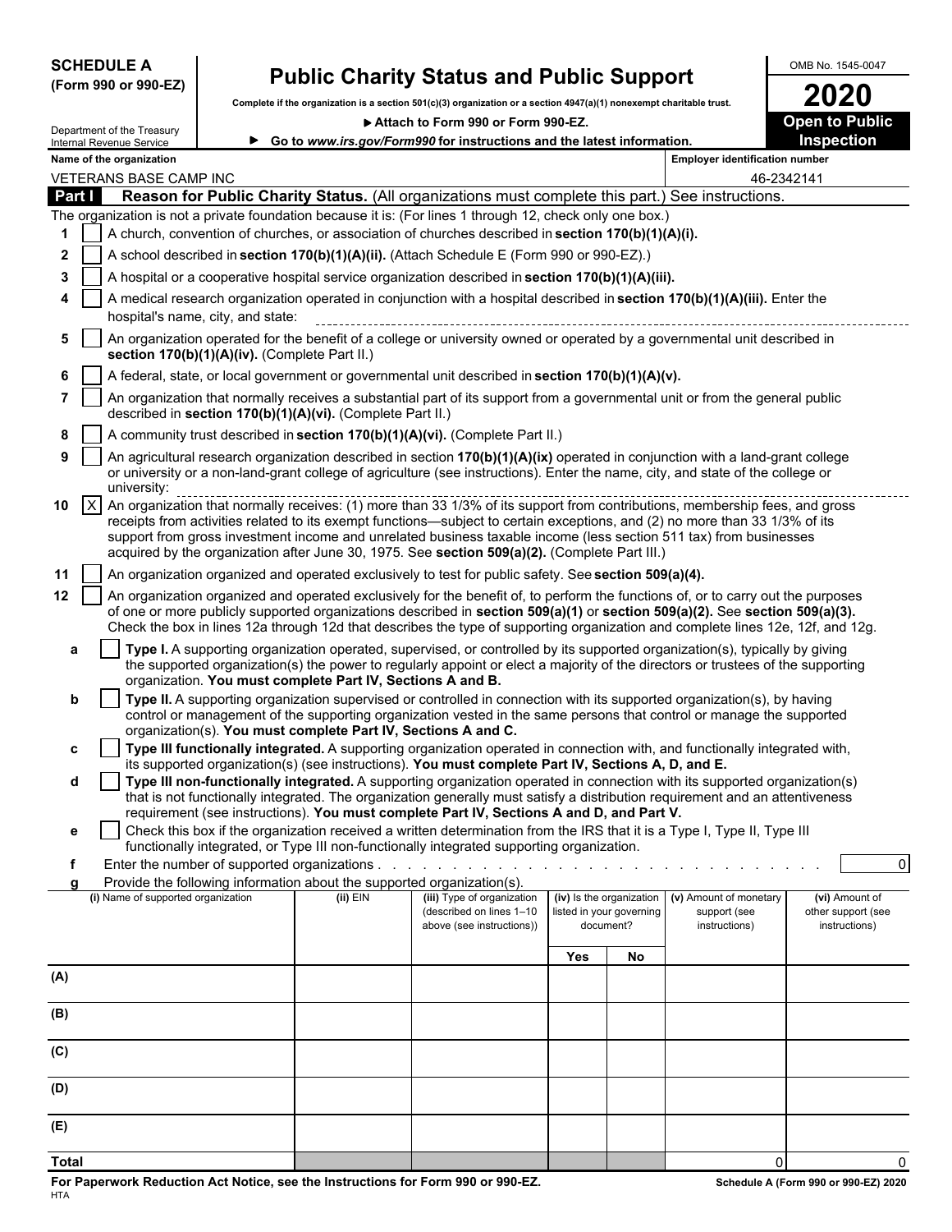**SCHEDULE A**
**(Form 990 or 990-EZ)**

Department of the Treasury
Internal Revenue Service

# Public Charity Status and Public Support

**Complete if the organization is a section 501(c)(3) organization or a section 4947(a)(1) nonexempt charitable trust.**

► **Attach to Form 990 or Form 990-EZ.**

► **Go to *www.irs.gov/Form990* for instructions and the latest information.**

OMB No. 1545-0047

**2020**

**Open to Public Inspection**

**Name of the organization**
VETERANS BASE CAMP INC

**Employer identification number**
46-2342141

## Part I — Reason for Public Charity Status. (All organizations must complete this part.) See instructions.

The organization is not a private foundation because it is: (For lines 1 through 12, check only one box.)

1 [ ] A church, convention of churches, or association of churches described in **section 170(b)(1)(A)(i).**

2 [ ] A school described in **section 170(b)(1)(A)(ii).** (Attach Schedule E (Form 990 or 990-EZ).)

3 [ ] A hospital or a cooperative hospital service organization described in **section 170(b)(1)(A)(iii).**

4 [ ] A medical research organization operated in conjunction with a hospital described in **section 170(b)(1)(A)(iii).** Enter the hospital's name, city, and state:

5 [ ] An organization operated for the benefit of a college or university owned or operated by a governmental unit described in **section 170(b)(1)(A)(iv).** (Complete Part II.)

6 [ ] A federal, state, or local government or governmental unit described in **section 170(b)(1)(A)(v).**

7 [ ] An organization that normally receives a substantial part of its support from a governmental unit or from the general public described in **section 170(b)(1)(A)(vi).** (Complete Part II.)

8 [ ] A community trust described in **section 170(b)(1)(A)(vi).** (Complete Part II.)

9 [ ] An agricultural research organization described in section **170(b)(1)(A)(ix)** operated in conjunction with a land-grant college or university or a non-land-grant college of agriculture (see instructions). Enter the name, city, and state of the college or university:

10 [X] An organization that normally receives: (1) more than 33 1/3% of its support from contributions, membership fees, and gross receipts from activities related to its exempt functions—subject to certain exceptions, and (2) no more than 33 1/3% of its support from gross investment income and unrelated business taxable income (less section 511 tax) from businesses acquired by the organization after June 30, 1975. See **section 509(a)(2).** (Complete Part III.)

11 [ ] An organization organized and operated exclusively to test for public safety. See **section 509(a)(4).**

12 [ ] An organization organized and operated exclusively for the benefit of, to perform the functions of, or to carry out the purposes of one or more publicly supported organizations described in **section 509(a)(1)** or **section 509(a)(2).** See **section 509(a)(3).** Check the box in lines 12a through 12d that describes the type of supporting organization and complete lines 12e, 12f, and 12g.

- **a** [ ] **Type I.** A supporting organization operated, supervised, or controlled by its supported organization(s), typically by giving the supported organization(s) the power to regularly appoint or elect a majority of the directors or trustees of the supporting organization. **You must complete Part IV, Sections A and B.**
- **b** [ ] **Type II.** A supporting organization supervised or controlled in connection with its supported organization(s), by having control or management of the supporting organization vested in the same persons that control or manage the supported organization(s). **You must complete Part IV, Sections A and C.**
- **c** [ ] **Type III functionally integrated.** A supporting organization operated in connection with, and functionally integrated with, its supported organization(s) (see instructions). **You must complete Part IV, Sections A, D, and E.**
- **d** [ ] **Type III non-functionally integrated.** A supporting organization operated in connection with its supported organization(s) that is not functionally integrated. The organization generally must satisfy a distribution requirement and an attentiveness requirement (see instructions). **You must complete Part IV, Sections A and D, and Part V.**
- **e** [ ] Check this box if the organization received a written determination from the IRS that it is a Type I, Type II, Type III functionally integrated, or Type III non-functionally integrated supporting organization.
- **f** Enter the number of supported organizations . . . . . . . . . . 0
- **g** Provide the following information about the supported organization(s).

| (i) Name of supported organization | (ii) EIN | (iii) Type of organization (described on lines 1–10 above (see instructions)) | (iv) Is the organization listed in your governing document? Yes | No | (v) Amount of monetary support (see instructions) | (vi) Amount of other support (see instructions) |
|---|---|---|---|---|---|---|
| (A) | | | | | | |
| (B) | | | | | | |
| (C) | | | | | | |
| (D) | | | | | | |
| (E) | | | | | | |
| **Total** | | | | | 0 | 0 |

**For Paperwork Reduction Act Notice, see the Instructions for Form 990 or 990-EZ.**
HTA
**Schedule A (Form 990 or 990-EZ) 2020**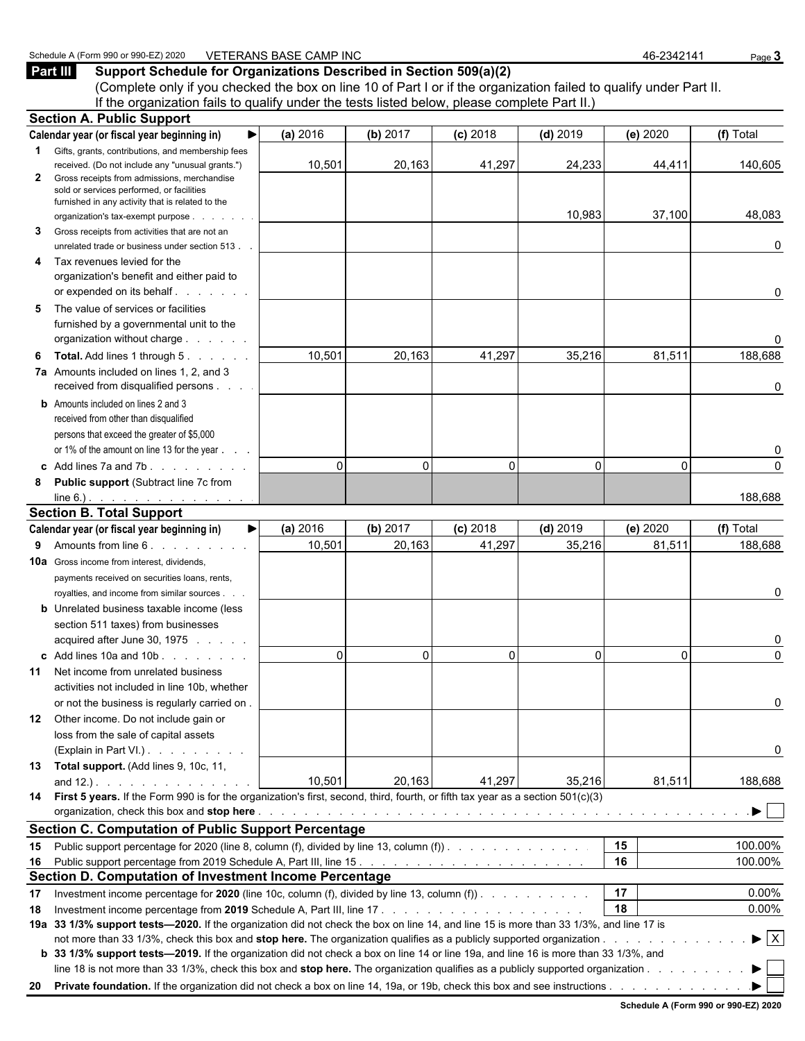Schedule A (Form 990 or 990-EZ) 2020 VETERANS BASE CAMP INC 46-2342141

## Part III Support Schedule for Organizations Described in Section 509(a)(2)

(Complete only if you checked the box on line 10 of Part I or if the organization failed to qualify under Part II. If the organization fails to qualify under the tests listed below, please complete Part II.)

### Section A. Public Support

| Calendar year (or fiscal year beginning in) ▶ | (a) 2016 | (b) 2017 | (c) 2018 | (d) 2019 | (e) 2020 | (f) Total |
|---|---|---|---|---|---|---|
| **1** Gifts, grants, contributions, and membership fees received. (Do not include any "unusual grants.") | 10,501 | 20,163 | 41,297 | 24,233 | 44,411 | 140,605 |
| **2** Gross receipts from admissions, merchandise sold or services performed, or facilities furnished in any activity that is related to the organization's tax-exempt purpose | | | | 10,983 | 37,100 | 48,083 |
| **3** Gross receipts from activities that are not an unrelated trade or business under section 513 | | | | | | 0 |
| **4** Tax revenues levied for the organization's benefit and either paid to or expended on its behalf | | | | | | 0 |
| **5** The value of services or facilities furnished by a governmental unit to the organization without charge | | | | | | 0 |
| **6** **Total.** Add lines 1 through 5 | 10,501 | 20,163 | 41,297 | 35,216 | 81,511 | 188,688 |
| **7a** Amounts included on lines 1, 2, and 3 received from disqualified persons | | | | | | 0 |
| **b** Amounts included on lines 2 and 3 received from other than disqualified persons that exceed the greater of $5,000 or 1% of the amount on line 13 for the year | | | | | | 0 |
| **c** Add lines 7a and 7b | 0 | 0 | 0 | 0 | 0 | 0 |
| **8** **Public support** (Subtract line 7c from line 6.) | | | | | | 188,688 |

### Section B. Total Support

| Calendar year (or fiscal year beginning in) ▶ | (a) 2016 | (b) 2017 | (c) 2018 | (d) 2019 | (e) 2020 | (f) Total |
|---|---|---|---|---|---|---|
| **9** Amounts from line 6 | 10,501 | 20,163 | 41,297 | 35,216 | 81,511 | 188,688 |
| **10a** Gross income from interest, dividends, payments received on securities loans, rents, royalties, and income from similar sources | | | | | | 0 |
| **b** Unrelated business taxable income (less section 511 taxes) from businesses acquired after June 30, 1975 | | | | | | 0 |
| **c** Add lines 10a and 10b | 0 | 0 | 0 | 0 | 0 | 0 |
| **11** Net income from unrelated business activities not included in line 10b, whether or not the business is regularly carried on | | | | | | 0 |
| **12** Other income. Do not include gain or loss from the sale of capital assets (Explain in Part VI.) | | | | | | 0 |
| **13** **Total support.** (Add lines 9, 10c, 11, and 12.) | 10,501 | 20,163 | 41,297 | 35,216 | 81,511 | 188,688 |

**14** **First 5 years.** If the Form 990 is for the organization's first, second, third, fourth, or fifth tax year as a section 501(c)(3) organization, check this box and **stop here** ▶ ☐

### Section C. Computation of Public Support Percentage

| | | | |
|---|---|---|---|
| **15** | Public support percentage for 2020 (line 8, column (f), divided by line 13, column (f)) | 15 | 100.00% |
| **16** | Public support percentage from 2019 Schedule A, Part III, line 15 | 16 | 100.00% |

### Section D. Computation of Investment Income Percentage

| | | | |
|---|---|---|---|
| **17** | Investment income percentage for **2020** (line 10c, column (f), divided by line 13, column (f)) | 17 | 0.00% |
| **18** | Investment income percentage from **2019** Schedule A, Part III, line 17 | 18 | 0.00% |

**19a** **33 1/3% support tests—2020.** If the organization did not check the box on line 14, and line 15 is more than 33 1/3%, and line 17 is not more than 33 1/3%, check this box and **stop here.** The organization qualifies as a publicly supported organization ▶ ☒

**b** **33 1/3% support tests—2019.** If the organization did not check a box on line 14 or line 19a, and line 16 is more than 33 1/3%, and line 18 is not more than 33 1/3%, check this box and **stop here.** The organization qualifies as a publicly supported organization ▶ ☐

**20** **Private foundation.** If the organization did not check a box on line 14, 19a, or 19b, check this box and see instructions ▶ ☐

**Schedule A (Form 990 or 990-EZ) 2020**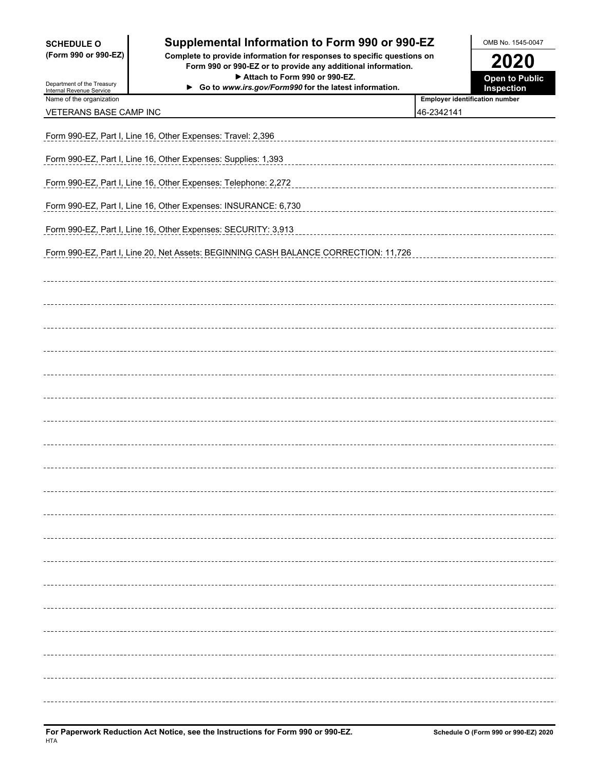**SCHEDULE O (Form 990 or 990-EZ)**

Department of the Treasury
Internal Revenue Service

# Supplemental Information to Form 990 or 990-EZ

**Complete to provide information for responses to specific questions on Form 990 or 990-EZ or to provide any additional information.**
**▶ Attach to Form 990 or 990-EZ.**
**▶ Go to *www.irs.gov/Form990* for the latest information.**

OMB No. 1545-0047

**2020**

**Open to Public Inspection**

| Name of the organization | Employer identification number |
|---|---|
| VETERANS BASE CAMP INC | 46-2342141 |

Form 990-EZ, Part I, Line 16, Other Expenses: Travel: 2,396

Form 990-EZ, Part I, Line 16, Other Expenses: Supplies: 1,393

Form 990-EZ, Part I, Line 16, Other Expenses: Telephone: 2,272

Form 990-EZ, Part I, Line 16, Other Expenses: INSURANCE: 6,730

Form 990-EZ, Part I, Line 16, Other Expenses: SECURITY: 3,913

Form 990-EZ, Part I, Line 20, Net Assets: BEGINNING CASH BALANCE CORRECTION: 11,726

**For Paperwork Reduction Act Notice, see the Instructions for Form 990 or 990-EZ.**
HTA

**Schedule O (Form 990 or 990-EZ) 2020**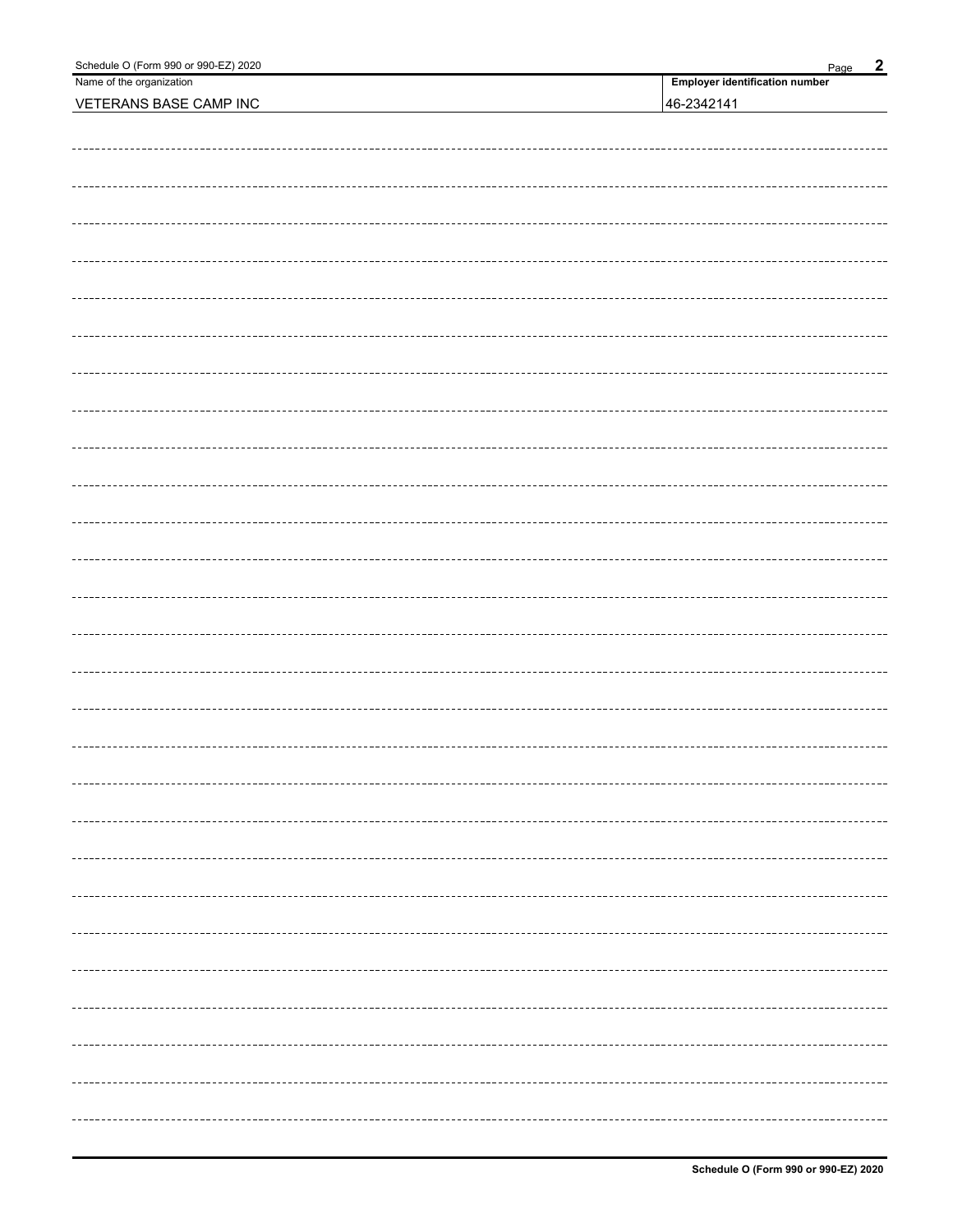Name of the organization

VETERANS BASE CAMP INC

**Employer identification number**

46-2342141